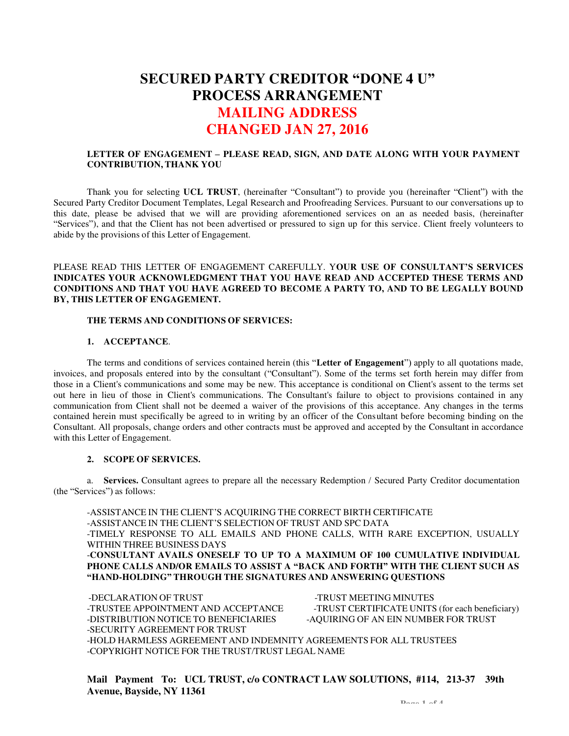# SECURED PARTY CREDITOR "DONE 4 U" PROCESS ARRANGEMENT

# MAILING ADDRESS CHANGED JAN 27, 2016

**LETTER OF ENGAGEMENT – PLEASE READ, SIGN, AND DATE ALONG WITH YOUR PAYMENT CONTRIBUTION, THANK YOU**

Thank you for selecting **UCL TRUST**, (hereinafter "Consultant") to provide you (hereinafter "Client") with the Secured Party Creditor Document Templates, Legal Research and Proofreading Services. Pursuant to our conversations up to this date, please be advised that we will are providing aforementioned services on an as needed basis, (hereinafter "Services"), and that the Client has not been advertised or pressured to sign up for this service. Client freely volunteers to abide by the provisions of this Letter of Engagement.

PLEASE READ THIS LETTER OF ENGAGEMENT CAREFULLY. Y**OUR USE OF CONSULTANT'S SERVICES INDICATES YOUR ACKNOWLEDGMENT THAT YOU HAVE READ AND ACCEPTED THESE TERMS AND CONDITIONS AND THAT YOU HAVE AGREED TO BECOME A PARTY TO, AND TO BE LEGALLY BOUND BY, THIS LETTER OF ENGAGEMENT.**

**THE TERMS AND CONDITIONS OF SERVICES:**

**1. ACCEPTANCE**.

The terms and conditions of services contained herein (this "**Letter of Engagement**") apply to all quotations made, invoices, and proposals entered into by the consultant ("Consultant"). Some of the terms set forth herein may differ from those in a Client's communications and some may be new. This acceptance is conditional on Client's assent to the terms set out here in lieu of those in Client's communications. The Consultant's failure to object to provisions contained in any communication from Client shall not be deemed a waiver of the provisions of this acceptance. Any changes in the terms contained herein must specifically be agreed to in writing by an officer of the Consultant before becoming binding on the Consultant. All proposals, change orders and other contracts must be approved and accepted by the Consultant in accordance with this Letter of Engagement.

**2. SCOPE OF SERVICES.**

a. **Services.** Consultant agrees to prepare all the necessary Redemption / Secured Party Creditor documentation (the "Services") as follows:

-ASSISTANCE IN THE CLIENT'S ACQUIRING THE CORRECT BIRTH CERTIFICATE
-ASSISTANCE IN THE CLIENT'S SELECTION OF TRUST AND SPC DATA
-TIMELY RESPONSE TO ALL EMAILS AND PHONE CALLS, WITH RARE EXCEPTION, USUALLY WITHIN THREE BUSINESS DAYS
-**CONSULTANT AVAILS ONESELF TO UP TO A MAXIMUM OF 100 CUMULATIVE INDIVIDUAL PHONE CALLS AND/OR EMAILS TO ASSIST A "BACK AND FORTH" WITH THE CLIENT SUCH AS "HAND-HOLDING" THROUGH THE SIGNATURES AND ANSWERING QUESTIONS**

-DECLARATION OF TRUST
-TRUST MEETING MINUTES
-TRUSTEE APPOINTMENT AND ACCEPTANCE
-TRUST CERTIFICATE UNITS (for each beneficiary)
-DISTRIBUTION NOTICE TO BENEFICIARIES
-AQUIRING OF AN EIN NUMBER FOR TRUST
-SECURITY AGREEMENT FOR TRUST
-HOLD HARMLESS AGREEMENT AND INDEMNITY AGREEMENTS FOR ALL TRUSTEES
-COPYRIGHT NOTICE FOR THE TRUST/TRUST LEGAL NAME

**Mail Payment To: UCL TRUST, c/o CONTRACT LAW SOLUTIONS, #114, 213-37 39th Avenue, Bayside, NY 11361**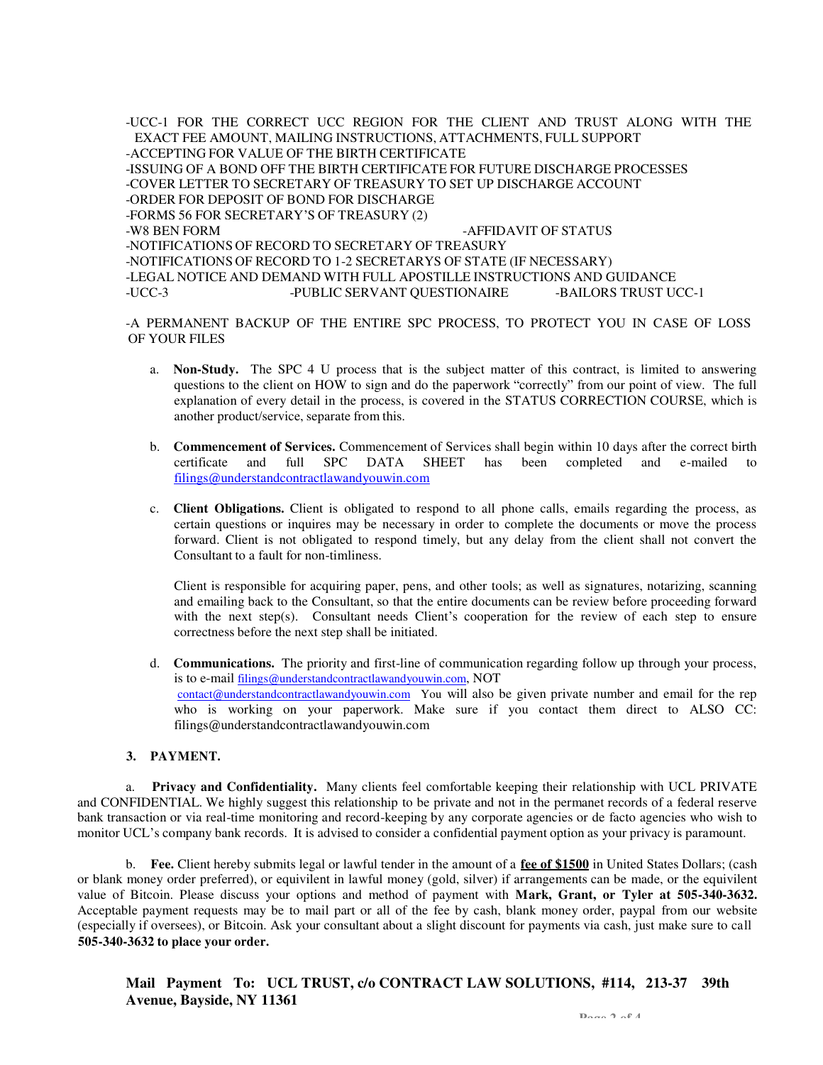-UCC-1 FOR THE CORRECT UCC REGION FOR THE CLIENT AND TRUST ALONG WITH THE EXACT FEE AMOUNT, MAILING INSTRUCTIONS, ATTACHMENTS, FULL SUPPORT
-ACCEPTING FOR VALUE OF THE BIRTH CERTIFICATE
-ISSUING OF A BOND OFF THE BIRTH CERTIFICATE FOR FUTURE DISCHARGE PROCESSES
-COVER LETTER TO SECRETARY OF TREASURY TO SET UP DISCHARGE ACCOUNT
-ORDER FOR DEPOSIT OF BOND FOR DISCHARGE
-FORMS 56 FOR SECRETARY'S OF TREASURY (2)
-W8 BEN FORM -AFFIDAVIT OF STATUS
-NOTIFICATIONS OF RECORD TO SECRETARY OF TREASURY
-NOTIFICATIONS OF RECORD TO 1-2 SECRETARYS OF STATE (IF NECESSARY)
-LEGAL NOTICE AND DEMAND WITH FULL APOSTILLE INSTRUCTIONS AND GUIDANCE
-UCC-3 -PUBLIC SERVANT QUESTIONAIRE -BAILORS TRUST UCC-1

-A PERMANENT BACKUP OF THE ENTIRE SPC PROCESS, TO PROTECT YOU IN CASE OF LOSS OF YOUR FILES

a. **Non-Study.** The SPC 4 U process that is the subject matter of this contract, is limited to answering questions to the client on HOW to sign and do the paperwork "correctly" from our point of view. The full explanation of every detail in the process, is covered in the STATUS CORRECTION COURSE, which is another product/service, separate from this.

b. **Commencement of Services.** Commencement of Services shall begin within 10 days after the correct birth certificate and full SPC DATA SHEET has been completed and e-mailed to filings@understandcontractlawandyouwin.com

c. **Client Obligations.** Client is obligated to respond to all phone calls, emails regarding the process, as certain questions or inquires may be necessary in order to complete the documents or move the process forward. Client is not obligated to respond timely, but any delay from the client shall not convert the Consultant to a fault for non-timliness.

Client is responsible for acquiring paper, pens, and other tools; as well as signatures, notarizing, scanning and emailing back to the Consultant, so that the entire documents can be review before proceeding forward with the next step(s). Consultant needs Client's cooperation for the review of each step to ensure correctness before the next step shall be initiated.

d. **Communications.** The priority and first-line of communication regarding follow up through your process, is to e-mail filings@understandcontractlawandyouwin.com, NOT contact@understandcontractlawandyouwin.com You will also be given private number and email for the rep who is working on your paperwork. Make sure if you contact them direct to ALSO CC: filings@understandcontractlawandyouwin.com

**3. PAYMENT.**

a. **Privacy and Confidentiality.** Many clients feel comfortable keeping their relationship with UCL PRIVATE and CONFIDENTIAL. We highly suggest this relationship to be private and not in the permanet records of a federal reserve bank transaction or via real-time monitoring and record-keeping by any corporate agencies or de facto agencies who wish to monitor UCL's company bank records. It is advised to consider a confidential payment option as your privacy is paramount.

b. **Fee.** Client hereby submits legal or lawful tender in the amount of a **fee of $1500** in United States Dollars; (cash or blank money order preferred), or equivilent in lawful money (gold, silver) if arrangements can be made, or the equivilent value of Bitcoin. Please discuss your options and method of payment with **Mark, Grant, or Tyler at 505-340-3632.** Acceptable payment requests may be to mail part or all of the fee by cash, blank money order, paypal from our website (especially if oversees), or Bitcoin. Ask your consultant about a slight discount for payments via cash, just make sure to call **505-340-3632 to place your order.**

**Mail Payment To: UCL TRUST, c/o CONTRACT LAW SOLUTIONS, #114, 213-37 39th Avenue, Bayside, NY 11361**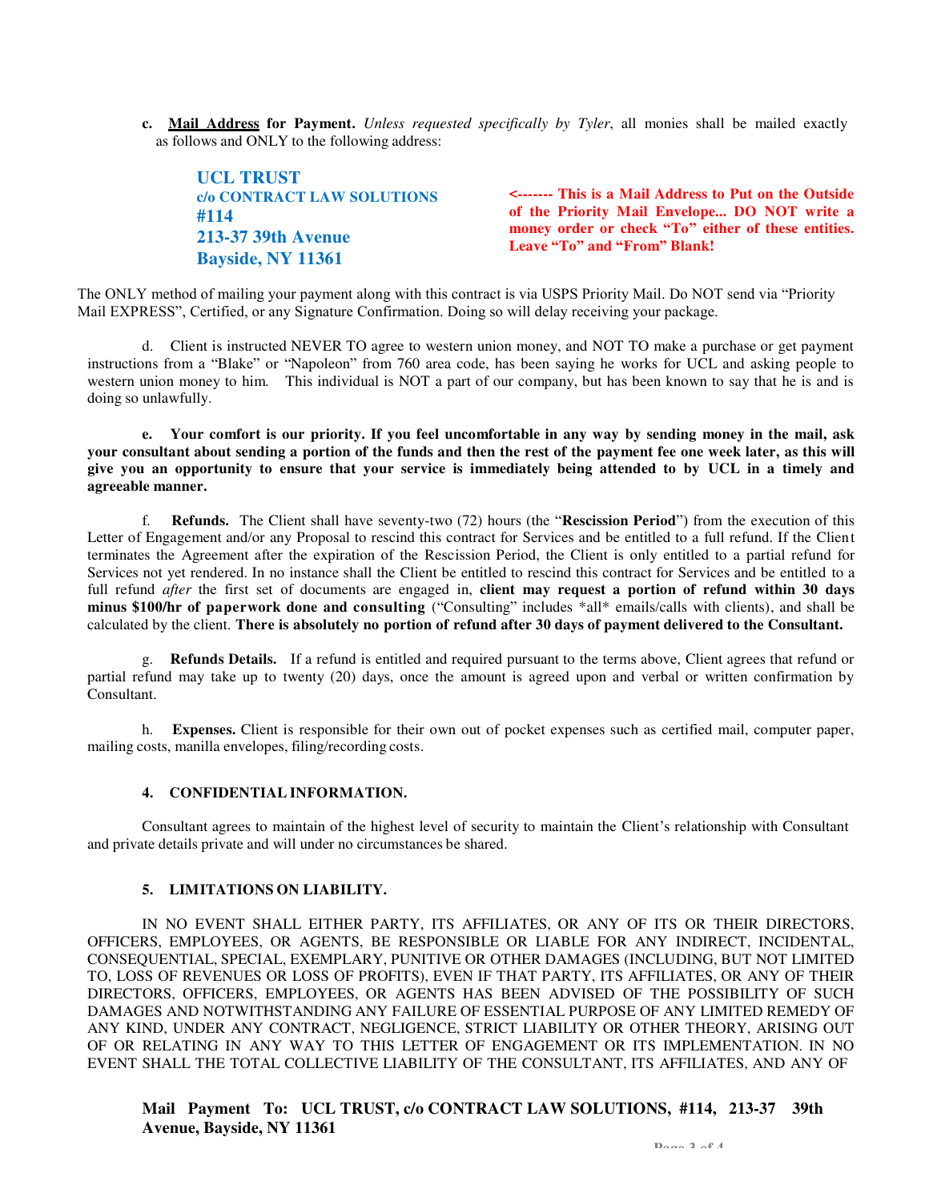c. **Mail Address for Payment.** *Unless requested specifically by Tyler*, all monies shall be mailed exactly as follows and ONLY to the following address:

**UCL TRUST**
**c/o CONTRACT LAW SOLUTIONS**
**#114**
**213-37 39th Avenue**
**Bayside, NY 11361**

**<------- This is a Mail Address to Put on the Outside of the Priority Mail Envelope... DO NOT write a money order or check "To" either of these entities. Leave "To" and "From" Blank!**

The ONLY method of mailing your payment along with this contract is via USPS Priority Mail. Do NOT send via "Priority Mail EXPRESS", Certified, or any Signature Confirmation. Doing so will delay receiving your package.

d. Client is instructed NEVER TO agree to western union money, and NOT TO make a purchase or get payment instructions from a "Blake" or "Napoleon" from 760 area code, has been saying he works for UCL and asking people to western union money to him. This individual is NOT a part of our company, but has been known to say that he is and is doing so unlawfully.

**e. Your comfort is our priority. If you feel uncomfortable in any way by sending money in the mail, ask your consultant about sending a portion of the funds and then the rest of the payment fee one week later, as this will give you an opportunity to ensure that your service is immediately being attended to by UCL in a timely and agreeable manner.**

f. **Refunds.** The Client shall have seventy-two (72) hours (the "**Rescission Period**") from the execution of this Letter of Engagement and/or any Proposal to rescind this contract for Services and be entitled to a full refund. If the Client terminates the Agreement after the expiration of the Rescission Period, the Client is only entitled to a partial refund for Services not yet rendered. In no instance shall the Client be entitled to rescind this contract for Services and be entitled to a full refund *after* the first set of documents are engaged in, **client may request a portion of refund within 30 days minus $100/hr of paperwork done and consulting** ("Consulting" includes *all* emails/calls with clients), and shall be calculated by the client. **There is absolutely no portion of refund after 30 days of payment delivered to the Consultant.**

g. **Refunds Details.** If a refund is entitled and required pursuant to the terms above, Client agrees that refund or partial refund may take up to twenty (20) days, once the amount is agreed upon and verbal or written confirmation by Consultant.

h. **Expenses.** Client is responsible for their own out of pocket expenses such as certified mail, computer paper, mailing costs, manilla envelopes, filing/recording costs.

## 4. CONFIDENTIAL INFORMATION.

Consultant agrees to maintain of the highest level of security to maintain the Client's relationship with Consultant and private details private and will under no circumstances be shared.

## 5. LIMITATIONS ON LIABILITY.

IN NO EVENT SHALL EITHER PARTY, ITS AFFILIATES, OR ANY OF ITS OR THEIR DIRECTORS, OFFICERS, EMPLOYEES, OR AGENTS, BE RESPONSIBLE OR LIABLE FOR ANY INDIRECT, INCIDENTAL, CONSEQUENTIAL, SPECIAL, EXEMPLARY, PUNITIVE OR OTHER DAMAGES (INCLUDING, BUT NOT LIMITED TO, LOSS OF REVENUES OR LOSS OF PROFITS), EVEN IF THAT PARTY, ITS AFFILIATES, OR ANY OF THEIR DIRECTORS, OFFICERS, EMPLOYEES, OR AGENTS HAS BEEN ADVISED OF THE POSSIBILITY OF SUCH DAMAGES AND NOTWITHSTANDING ANY FAILURE OF ESSENTIAL PURPOSE OF ANY LIMITED REMEDY OF ANY KIND, UNDER ANY CONTRACT, NEGLIGENCE, STRICT LIABILITY OR OTHER THEORY, ARISING OUT OF OR RELATING IN ANY WAY TO THIS LETTER OF ENGAGEMENT OR ITS IMPLEMENTATION. IN NO EVENT SHALL THE TOTAL COLLECTIVE LIABILITY OF THE CONSULTANT, ITS AFFILIATES, AND ANY OF

**Mail Payment To: UCL TRUST, c/o CONTRACT LAW SOLUTIONS, #114, 213-37 39th Avenue, Bayside, NY 11361**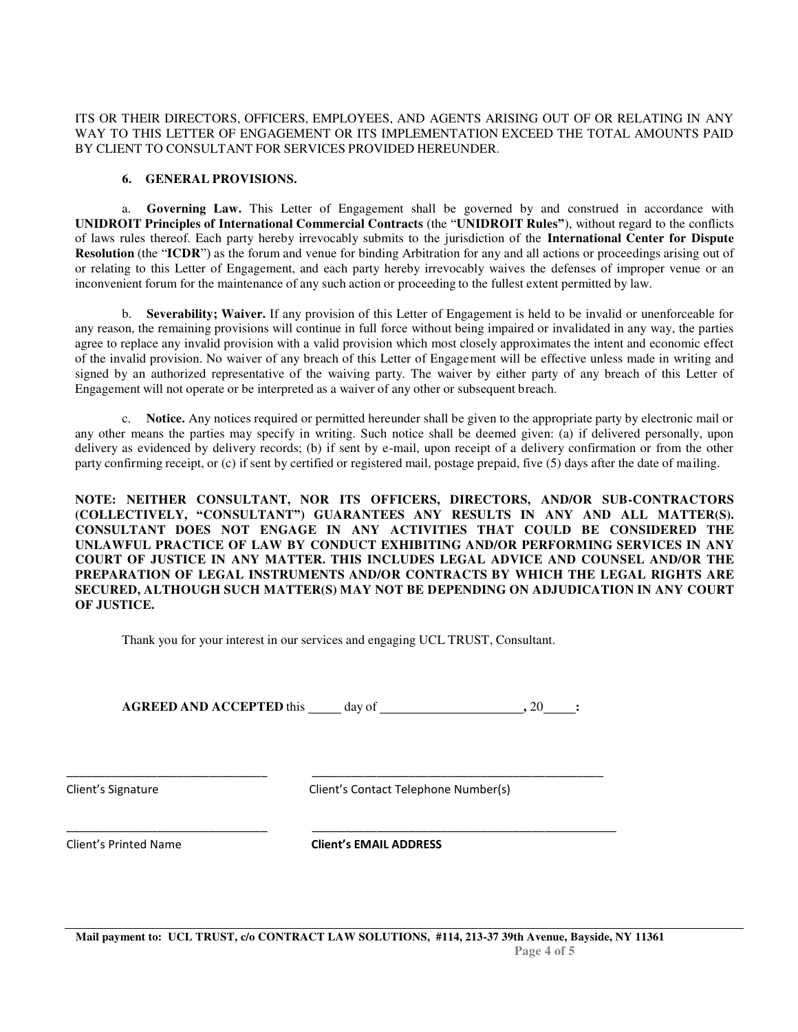ITS OR THEIR DIRECTORS, OFFICERS, EMPLOYEES, AND AGENTS ARISING OUT OF OR RELATING IN ANY WAY TO THIS LETTER OF ENGAGEMENT OR ITS IMPLEMENTATION EXCEED THE TOTAL AMOUNTS PAID BY CLIENT TO CONSULTANT FOR SERVICES PROVIDED HEREUNDER.

**6. GENERAL PROVISIONS.**

a. **Governing Law.** This Letter of Engagement shall be governed by and construed in accordance with **UNIDROIT Principles of International Commercial Contracts** (the "**UNIDROIT Rules"**), without regard to the conflicts of laws rules thereof. Each party hereby irrevocably submits to the jurisdiction of the **International Center for Dispute Resolution** (the "**ICDR**") as the forum and venue for binding Arbitration for any and all actions or proceedings arising out of or relating to this Letter of Engagement, and each party hereby irrevocably waives the defenses of improper venue or an inconvenient forum for the maintenance of any such action or proceeding to the fullest extent permitted by law.

b. **Severability; Waiver.** If any provision of this Letter of Engagement is held to be invalid or unenforceable for any reason, the remaining provisions will continue in full force without being impaired or invalidated in any way, the parties agree to replace any invalid provision with a valid provision which most closely approximates the intent and economic effect of the invalid provision. No waiver of any breach of this Letter of Engagement will be effective unless made in writing and signed by an authorized representative of the waiving party. The waiver by either party of any breach of this Letter of Engagement will not operate or be interpreted as a waiver of any other or subsequent breach.

c. **Notice.** Any notices required or permitted hereunder shall be given to the appropriate party by electronic mail or any other means the parties may specify in writing. Such notice shall be deemed given: (a) if delivered personally, upon delivery as evidenced by delivery records; (b) if sent by e-mail, upon receipt of a delivery confirmation or from the other party confirming receipt, or (c) if sent by certified or registered mail, postage prepaid, five (5) days after the date of mailing.

**NOTE: NEITHER CONSULTANT, NOR ITS OFFICERS, DIRECTORS, AND/OR SUB-CONTRACTORS (COLLECTIVELY, "CONSULTANT") GUARANTEES ANY RESULTS IN ANY AND ALL MATTER(S). CONSULTANT DOES NOT ENGAGE IN ANY ACTIVITIES THAT COULD BE CONSIDERED THE UNLAWFUL PRACTICE OF LAW BY CONDUCT EXHIBITING AND/OR PERFORMING SERVICES IN ANY COURT OF JUSTICE IN ANY MATTER. THIS INCLUDES LEGAL ADVICE AND COUNSEL AND/OR THE PREPARATION OF LEGAL INSTRUMENTS AND/OR CONTRACTS BY WHICH THE LEGAL RIGHTS ARE SECURED, ALTHOUGH SUCH MATTER(S) MAY NOT BE DEPENDING ON ADJUDICATION IN ANY COURT OF JUSTICE.**

Thank you for your interest in our services and engaging UCL TRUST, Consultant.

**AGREED AND ACCEPTED** this _____ day of ______________________**,** 20_____**:**

_______________________________ _______________________________________________

Client's Signature Client's Contact Telephone Number(s)

_______________________________ _______________________________________________

Client's Printed Name **Client's EMAIL ADDRESS**

**Mail payment to: UCL TRUST, c/o CONTRACT LAW SOLUTIONS, #114, 213-37 39th Avenue, Bayside, NY 11361**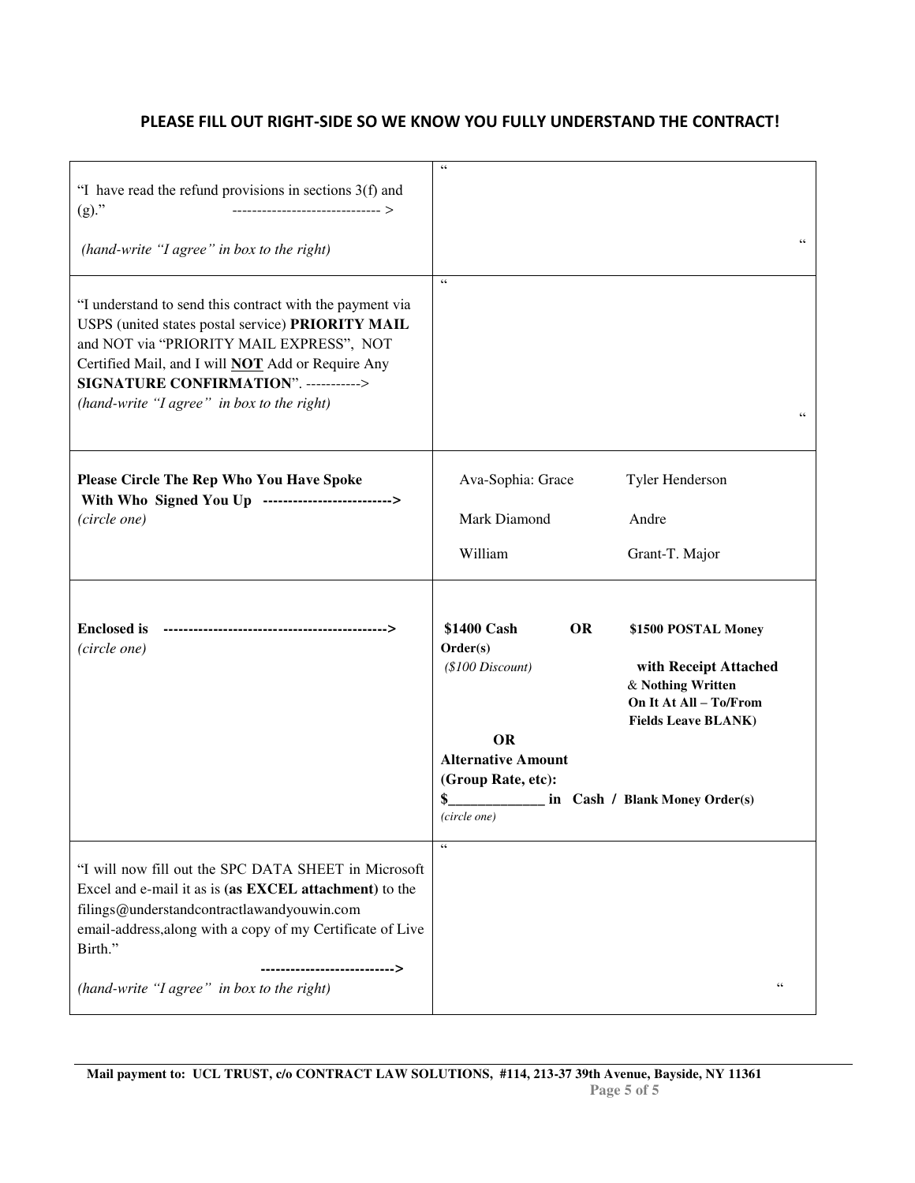## PLEASE FILL OUT RIGHT-SIDE SO WE KNOW YOU FULLY UNDERSTAND THE CONTRACT!

| | |
|---|---|
| "I have read the refund provisions in sections 3(f) and (g)." -----------------------------> <br><br>*(hand-write "I agree" in box to the right)* | " <br><br><br> " |
| "I understand to send this contract with the payment via USPS (united states postal service) **PRIORITY MAIL** and NOT via "PRIORITY MAIL EXPRESS", NOT Certified Mail, and I will **NOT** Add or Require Any **SIGNATURE CONFIRMATION**". -----------> <br>*(hand-write "I agree" in box to the right)* | " <br><br><br> " |
| **Please Circle The Rep Who You Have Spoke With Who Signed You Up** -------------------------><br>*(circle one)* | Ava-Sophia: Grace &nbsp;&nbsp; Tyler Henderson <br><br> Mark Diamond &nbsp;&nbsp; Andre <br><br> William &nbsp;&nbsp; Grant-T. Major |
| **Enclosed is** --------------------------------------------><br>*(circle one)* | **$1400 Cash** *($100 Discount)* &nbsp;&nbsp; **OR** &nbsp;&nbsp; **$1500 POSTAL Money Order(s) with Receipt Attached & Nothing Written On It At All – To/From Fields Leave BLANK)** <br><br> **OR** <br> **Alternative Amount (Group Rate, etc):** <br> **$_____________ in Cash / Blank Money Order(s)** <br> *(circle one)* |
| "I will now fill out the SPC DATA SHEET in Microsoft Excel and e-mail it as is **(as EXCEL attachment)** to the filings@understandcontractlawandyouwin.com email-address,along with a copy of my Certificate of Live Birth." <br>--------------------------> <br>*(hand-write "I agree" in box to the right)* | " <br><br><br> " |

**Mail payment to: UCL TRUST, c/o CONTRACT LAW SOLUTIONS, #114, 213-37 39th Avenue, Bayside, NY 11361**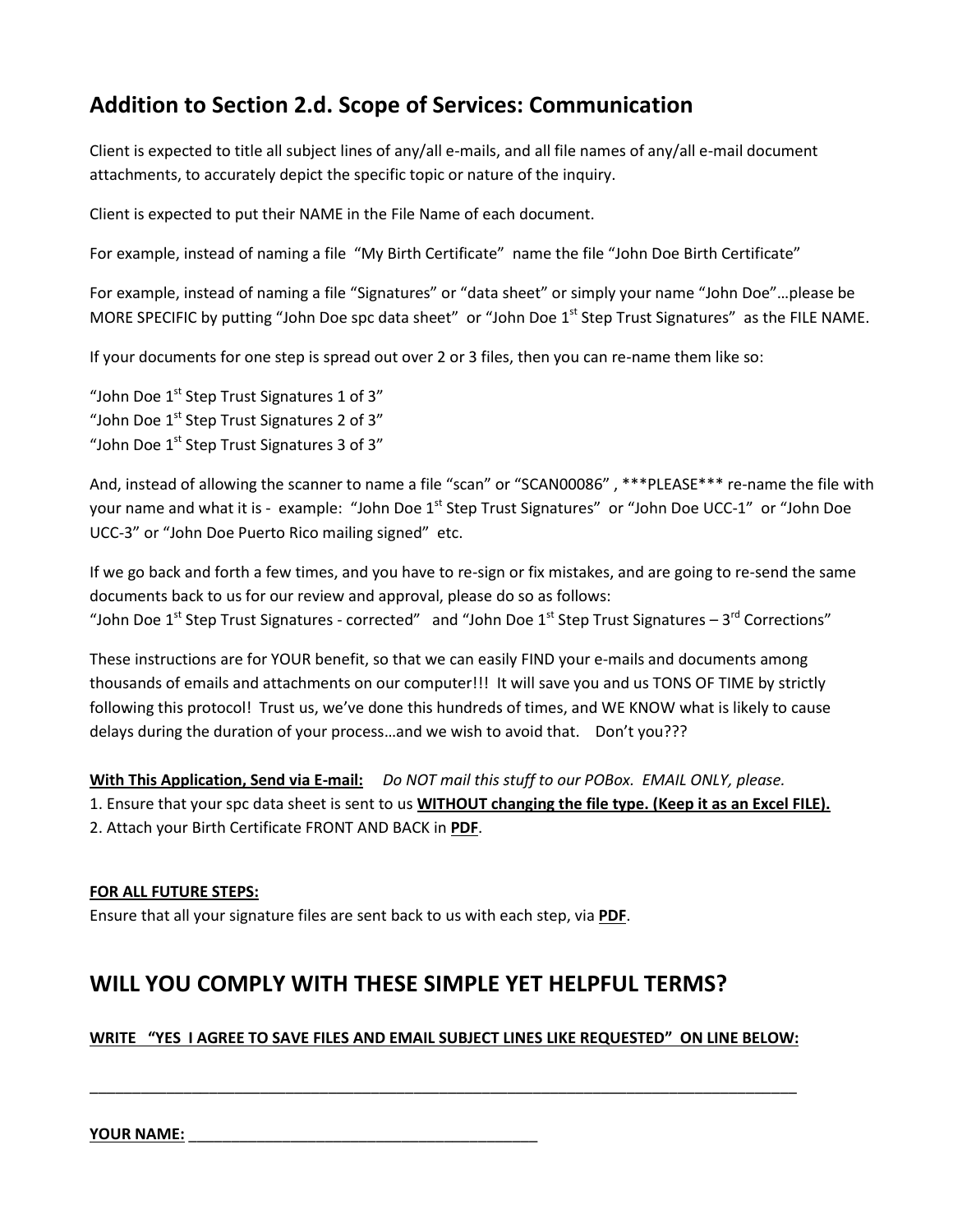## Addition to Section 2.d. Scope of Services: Communication

Client is expected to title all subject lines of any/all e-mails, and all file names of any/all e-mail document attachments, to accurately depict the specific topic or nature of the inquiry.

Client is expected to put their NAME in the File Name of each document.

For example, instead of naming a file "My Birth Certificate" name the file "John Doe Birth Certificate"

For example, instead of naming a file "Signatures" or "data sheet" or simply your name "John Doe"…please be MORE SPECIFIC by putting "John Doe spc data sheet" or "John Doe 1st Step Trust Signatures" as the FILE NAME.

If your documents for one step is spread out over 2 or 3 files, then you can re-name them like so:

"John Doe 1st Step Trust Signatures 1 of 3"
"John Doe 1st Step Trust Signatures 2 of 3"
"John Doe 1st Step Trust Signatures 3 of 3"

And, instead of allowing the scanner to name a file "scan" or "SCAN00086" , ***PLEASE*** re-name the file with your name and what it is - example: "John Doe 1st Step Trust Signatures" or "John Doe UCC-1" or "John Doe UCC-3" or "John Doe Puerto Rico mailing signed" etc.

If we go back and forth a few times, and you have to re-sign or fix mistakes, and are going to re-send the same documents back to us for our review and approval, please do so as follows:
"John Doe 1st Step Trust Signatures - corrected" and "John Doe 1st Step Trust Signatures – 3rd Corrections"

These instructions are for YOUR benefit, so that we can easily FIND your e-mails and documents among thousands of emails and attachments on our computer!!! It will save you and us TONS OF TIME by strictly following this protocol! Trust us, we've done this hundreds of times, and WE KNOW what is likely to cause delays during the duration of your process…and we wish to avoid that. Don't you???

**With This Application, Send via E-mail:** *Do NOT mail this stuff to our POBox. EMAIL ONLY, please.*
1. Ensure that your spc data sheet is sent to us **WITHOUT changing the file type. (Keep it as an Excel FILE).**
2. Attach your Birth Certificate FRONT AND BACK in **PDF**.

**FOR ALL FUTURE STEPS:**
Ensure that all your signature files are sent back to us with each step, via **PDF**.

## WILL YOU COMPLY WITH THESE SIMPLE YET HELPFUL TERMS?

**WRITE "YES I AGREE TO SAVE FILES AND EMAIL SUBJECT LINES LIKE REQUESTED" ON LINE BELOW:**

______________________________________________________________________________________

**YOUR NAME:** ___________________________________________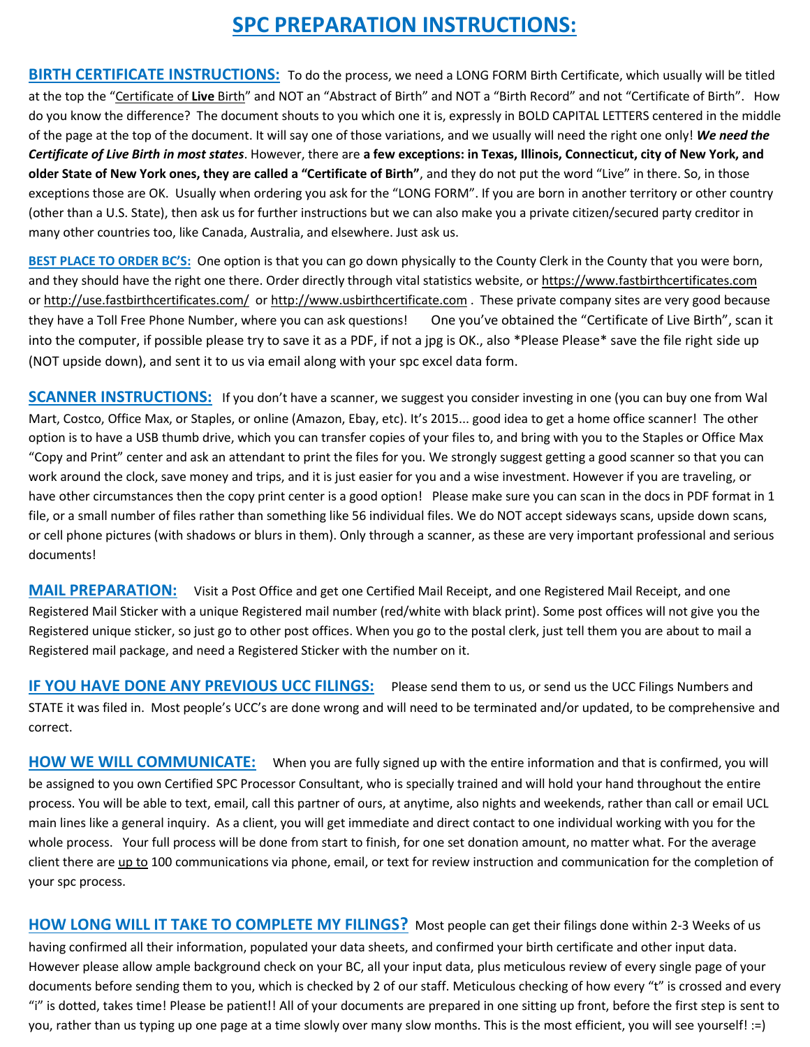# SPC PREPARATION INSTRUCTIONS:

**BIRTH CERTIFICATE INSTRUCTIONS:** To do the process, we need a LONG FORM Birth Certificate, which usually will be titled at the top the "Certificate of **Live** Birth" and NOT an "Abstract of Birth" and NOT a "Birth Record" and not "Certificate of Birth". How do you know the difference? The document shouts to you which one it is, expressly in BOLD CAPITAL LETTERS centered in the middle of the page at the top of the document. It will say one of those variations, and we usually will need the right one only! ***We need the Certificate of Live Birth in most states***. However, there are **a few exceptions: in Texas, Illinois, Connecticut, city of New York, and older State of New York ones, they are called a "Certificate of Birth"**, and they do not put the word "Live" in there. So, in those exceptions those are OK. Usually when ordering you ask for the "LONG FORM". If you are born in another territory or other country (other than a U.S. State), then ask us for further instructions but we can also make you a private citizen/secured party creditor in many other countries too, like Canada, Australia, and elsewhere. Just ask us.

**BEST PLACE TO ORDER BC'S:** One option is that you can go down physically to the County Clerk in the County that you were born, and they should have the right one there. Order directly through vital statistics website, or https://www.fastbirthcertificates.com or http://use.fastbirthcertificates.com/ or http://www.usbirthcertificate.com . These private company sites are very good because they have a Toll Free Phone Number, where you can ask questions! One you've obtained the "Certificate of Live Birth", scan it into the computer, if possible please try to save it as a PDF, if not a jpg is OK., also *Please Please* save the file right side up (NOT upside down), and sent it to us via email along with your spc excel data form.

**SCANNER INSTRUCTIONS:** If you don't have a scanner, we suggest you consider investing in one (you can buy one from Wal Mart, Costco, Office Max, or Staples, or online (Amazon, Ebay, etc). It's 2015... good idea to get a home office scanner! The other option is to have a USB thumb drive, which you can transfer copies of your files to, and bring with you to the Staples or Office Max "Copy and Print" center and ask an attendant to print the files for you. We strongly suggest getting a good scanner so that you can work around the clock, save money and trips, and it is just easier for you and a wise investment. However if you are traveling, or have other circumstances then the copy print center is a good option! Please make sure you can scan in the docs in PDF format in 1 file, or a small number of files rather than something like 56 individual files. We do NOT accept sideways scans, upside down scans, or cell phone pictures (with shadows or blurs in them). Only through a scanner, as these are very important professional and serious documents!

**MAIL PREPARATION:** Visit a Post Office and get one Certified Mail Receipt, and one Registered Mail Receipt, and one Registered Mail Sticker with a unique Registered mail number (red/white with black print). Some post offices will not give you the Registered unique sticker, so just go to other post offices. When you go to the postal clerk, just tell them you are about to mail a Registered mail package, and need a Registered Sticker with the number on it.

**IF YOU HAVE DONE ANY PREVIOUS UCC FILINGS:** Please send them to us, or send us the UCC Filings Numbers and STATE it was filed in. Most people's UCC's are done wrong and will need to be terminated and/or updated, to be comprehensive and correct.

**HOW WE WILL COMMUNICATE:** When you are fully signed up with the entire information and that is confirmed, you will be assigned to you own Certified SPC Processor Consultant, who is specially trained and will hold your hand throughout the entire process. You will be able to text, email, call this partner of ours, at anytime, also nights and weekends, rather than call or email UCL main lines like a general inquiry. As a client, you will get immediate and direct contact to one individual working with you for the whole process. Your full process will be done from start to finish, for one set donation amount, no matter what. For the average client there are up to 100 communications via phone, email, or text for review instruction and communication for the completion of your spc process.

**HOW LONG WILL IT TAKE TO COMPLETE MY FILINGS?** Most people can get their filings done within 2-3 Weeks of us having confirmed all their information, populated your data sheets, and confirmed your birth certificate and other input data. However please allow ample background check on your BC, all your input data, plus meticulous review of every single page of your documents before sending them to you, which is checked by 2 of our staff. Meticulous checking of how every "t" is crossed and every "i" is dotted, takes time! Please be patient!! All of your documents are prepared in one sitting up front, before the first step is sent to you, rather than us typing up one page at a time slowly over many slow months. This is the most efficient, you will see yourself! :=)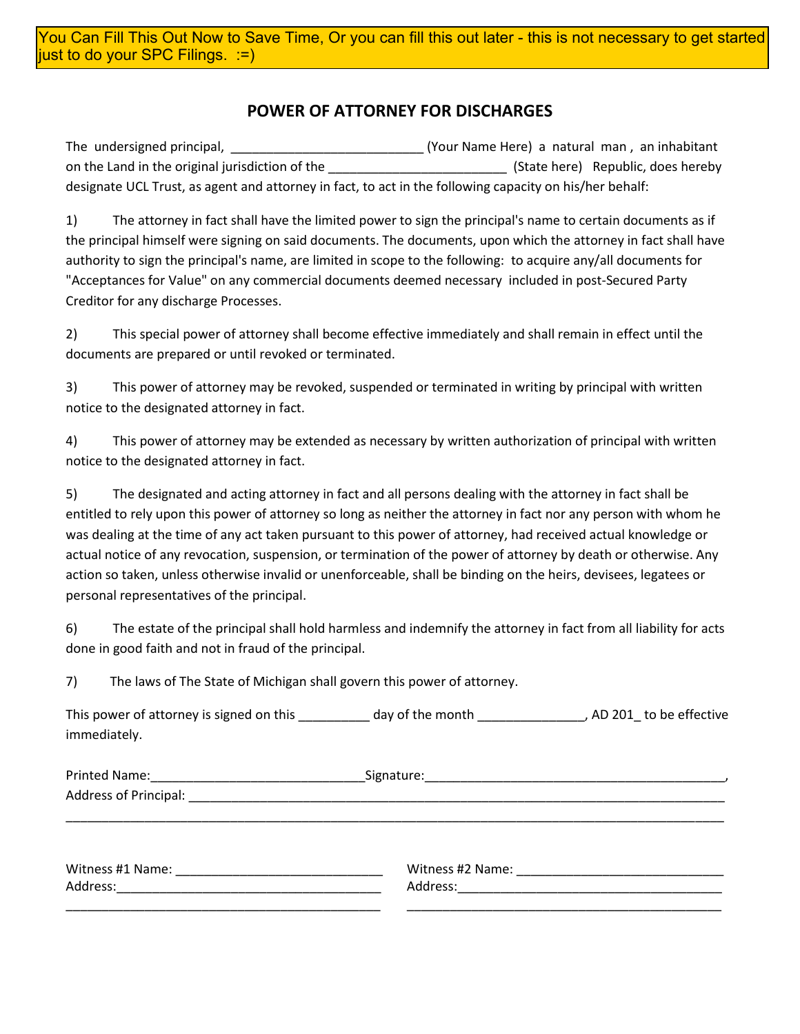You Can Fill This Out Now to Save Time, Or you can fill this out later - this is not necessary to get started just to do your SPC Filings. :=)

## POWER OF ATTORNEY FOR DISCHARGES

The undersigned principal, ___________________________ (Your Name Here) a natural man , an inhabitant on the Land in the original jurisdiction of the _________________________ (State here) Republic, does hereby designate UCL Trust, as agent and attorney in fact, to act in the following capacity on his/her behalf:

1) The attorney in fact shall have the limited power to sign the principal's name to certain documents as if the principal himself were signing on said documents. The documents, upon which the attorney in fact shall have authority to sign the principal's name, are limited in scope to the following: to acquire any/all documents for "Acceptances for Value" on any commercial documents deemed necessary included in post-Secured Party Creditor for any discharge Processes.

2) This special power of attorney shall become effective immediately and shall remain in effect until the documents are prepared or until revoked or terminated.

3) This power of attorney may be revoked, suspended or terminated in writing by principal with written notice to the designated attorney in fact.

4) This power of attorney may be extended as necessary by written authorization of principal with written notice to the designated attorney in fact.

5) The designated and acting attorney in fact and all persons dealing with the attorney in fact shall be entitled to rely upon this power of attorney so long as neither the attorney in fact nor any person with whom he was dealing at the time of any act taken pursuant to this power of attorney, had received actual knowledge or actual notice of any revocation, suspension, or termination of the power of attorney by death or otherwise. Any action so taken, unless otherwise invalid or unenforceable, shall be binding on the heirs, devisees, legatees or personal representatives of the principal.

6) The estate of the principal shall hold harmless and indemnify the attorney in fact from all liability for acts done in good faith and not in fraud of the principal.

7) The laws of The State of Michigan shall govern this power of attorney.

This power of attorney is signed on this __________ day of the month _______________, AD 201_ to be effective immediately.

Printed Name:______________________________Signature:__________________________________________,

Address of Principal: ______________________________________________________________________________

_____________________________________________________________________________________________

Witness #1 Name: ______________________________

Address:_____________________________________

_____________________________________________

Witness #2 Name: ______________________________

Address:_____________________________________

_____________________________________________